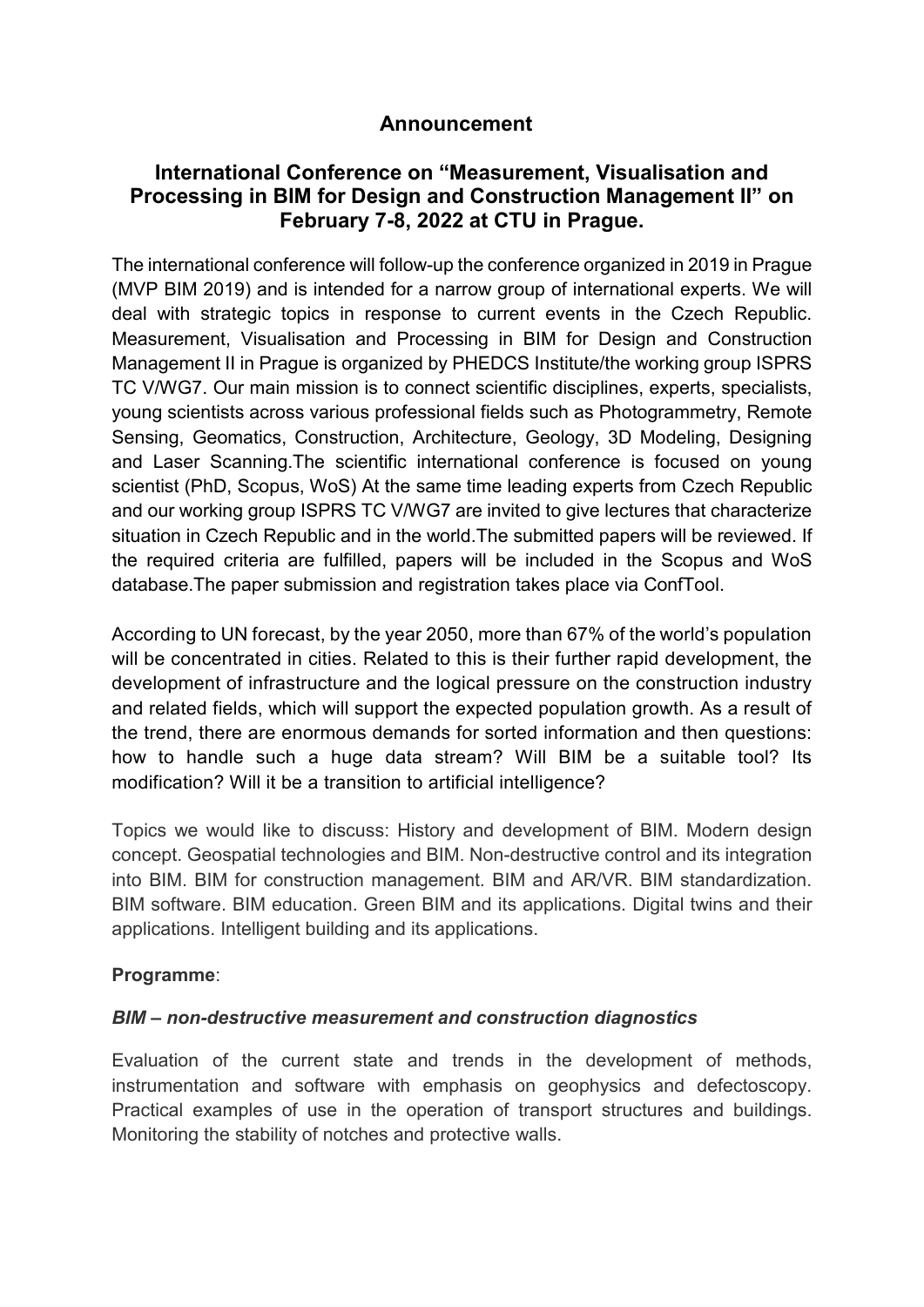# Announcement

## International Conference on "Measurement, Visualisation and Processing in BIM for Design and Construction Management II" on February 7-8, 2022 at CTU in Prague.

The international conference will follow-up the conference organized in 2019 in Prague (MVP BIM 2019) and is intended for a narrow group of international experts. We will deal with strategic topics in response to current events in the Czech Republic. Measurement, Visualisation and Processing in BIM for Design and Construction Management II in Prague is organized by PHEDCS Institute/the working group ISPRS TC V/WG7. Our main mission is to connect scientific disciplines, experts, specialists, young scientists across various professional fields such as Photogrammetry, Remote Sensing, Geomatics, Construction, Architecture, Geology, 3D Modeling, Designing and Laser Scanning.The scientific international conference is focused on young scientist (PhD, Scopus, WoS) At the same time leading experts from Czech Republic and our working group ISPRS TC V/WG7 are invited to give lectures that characterize situation in Czech Republic and in the world.The submitted papers will be reviewed. If the required criteria are fulfilled, papers will be included in the Scopus and WoS database.The paper submission and registration takes place via ConfTool.

According to UN forecast, by the year 2050, more than 67% of the world's population will be concentrated in cities. Related to this is their further rapid development, the development of infrastructure and the logical pressure on the construction industry and related fields, which will support the expected population growth. As a result of the trend, there are enormous demands for sorted information and then questions: how to handle such a huge data stream? Will BIM be a suitable tool? Its modification? Will it be a transition to artificial intelligence?

Topics we would like to discuss: History and development of BIM. Modern design concept. Geospatial technologies and BIM. Non-destructive control and its integration into BIM. BIM for construction management. BIM and AR/VR. BIM standardization. BIM software. BIM education. Green BIM and its applications. Digital twins and their applications. Intelligent building and its applications.

**Programme**:

***BIM – non-destructive measurement and construction diagnostics***

Evaluation of the current state and trends in the development of methods, instrumentation and software with emphasis on geophysics and defectoscopy. Practical examples of use in the operation of transport structures and buildings. Monitoring the stability of notches and protective walls.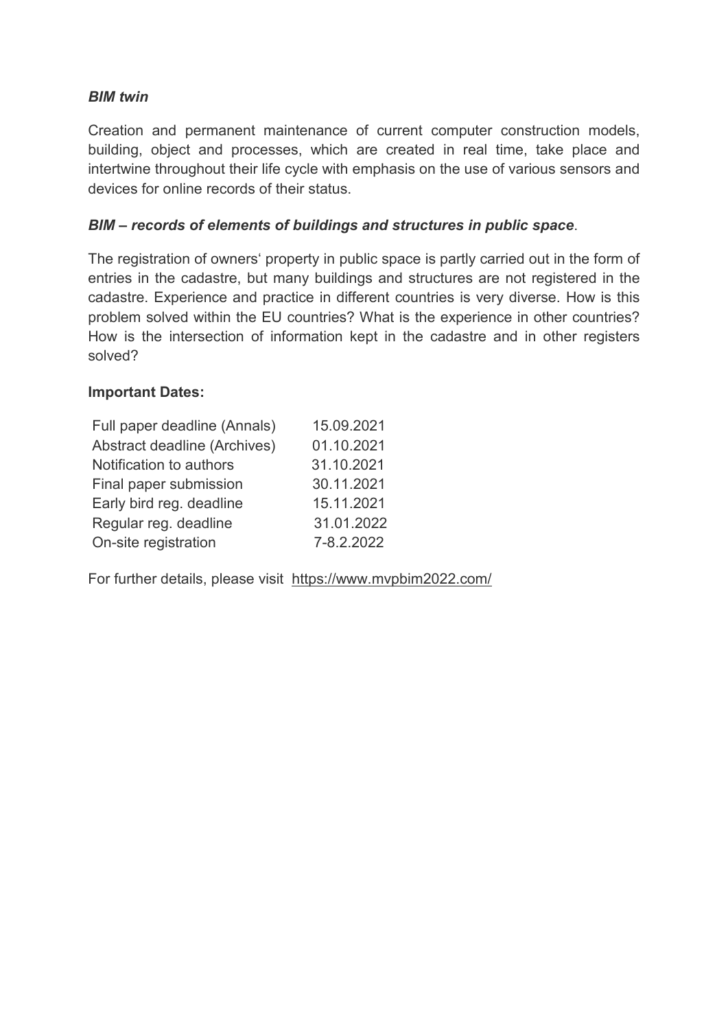***BIM twin***

Creation and permanent maintenance of current computer construction models, building, object and processes, which are created in real time, take place and intertwine throughout their life cycle with emphasis on the use of various sensors and devices for online records of their status.

***BIM – records of elements of buildings and structures in public space***.

The registration of owners' property in public space is partly carried out in the form of entries in the cadastre, but many buildings and structures are not registered in the cadastre. Experience and practice in different countries is very diverse. How is this problem solved within the EU countries? What is the experience in other countries? How is the intersection of information kept in the cadastre and in other registers solved?

**Important Dates:**

| | |
|---|---|
| Full paper deadline (Annals) | 15.09.2021 |
| Abstract deadline (Archives) | 01.10.2021 |
| Notification to authors | 31.10.2021 |
| Final paper submission | 30.11.2021 |
| Early bird reg. deadline | 15.11.2021 |
| Regular reg. deadline | 31.01.2022 |
| On-site registration | 7-8.2.2022 |

For further details, please visit https://www.mvpbim2022.com/